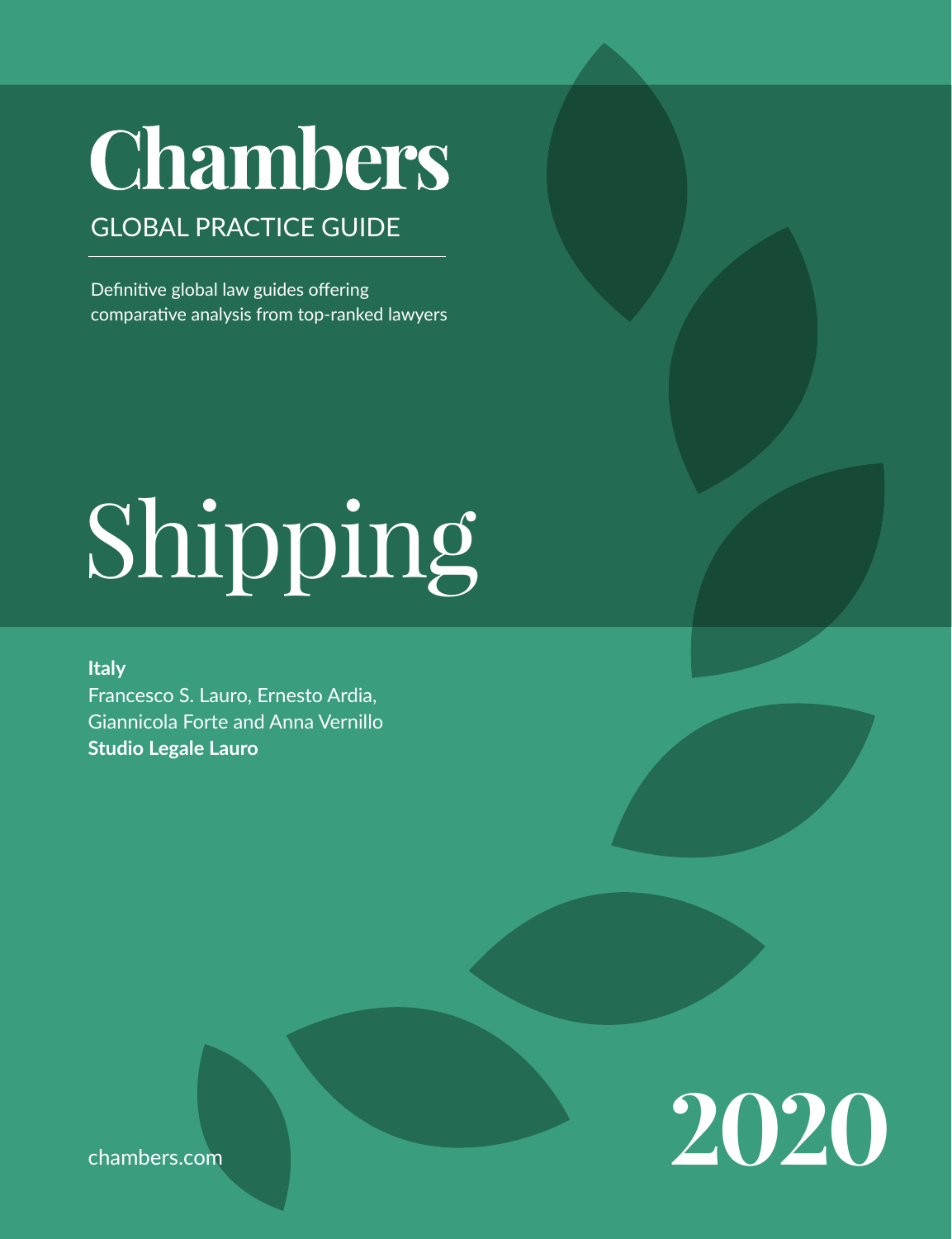# Chambers

GLOBAL PRACTICE GUIDE

Definitive global law guides offering comparative analysis from top-ranked lawyers

# Shipping

**Italy**

Francesco S. Lauro, Ernesto Ardia, Giannicola Forte and Anna Vernillo

**Studio Legale Lauro**

chambers.com

2020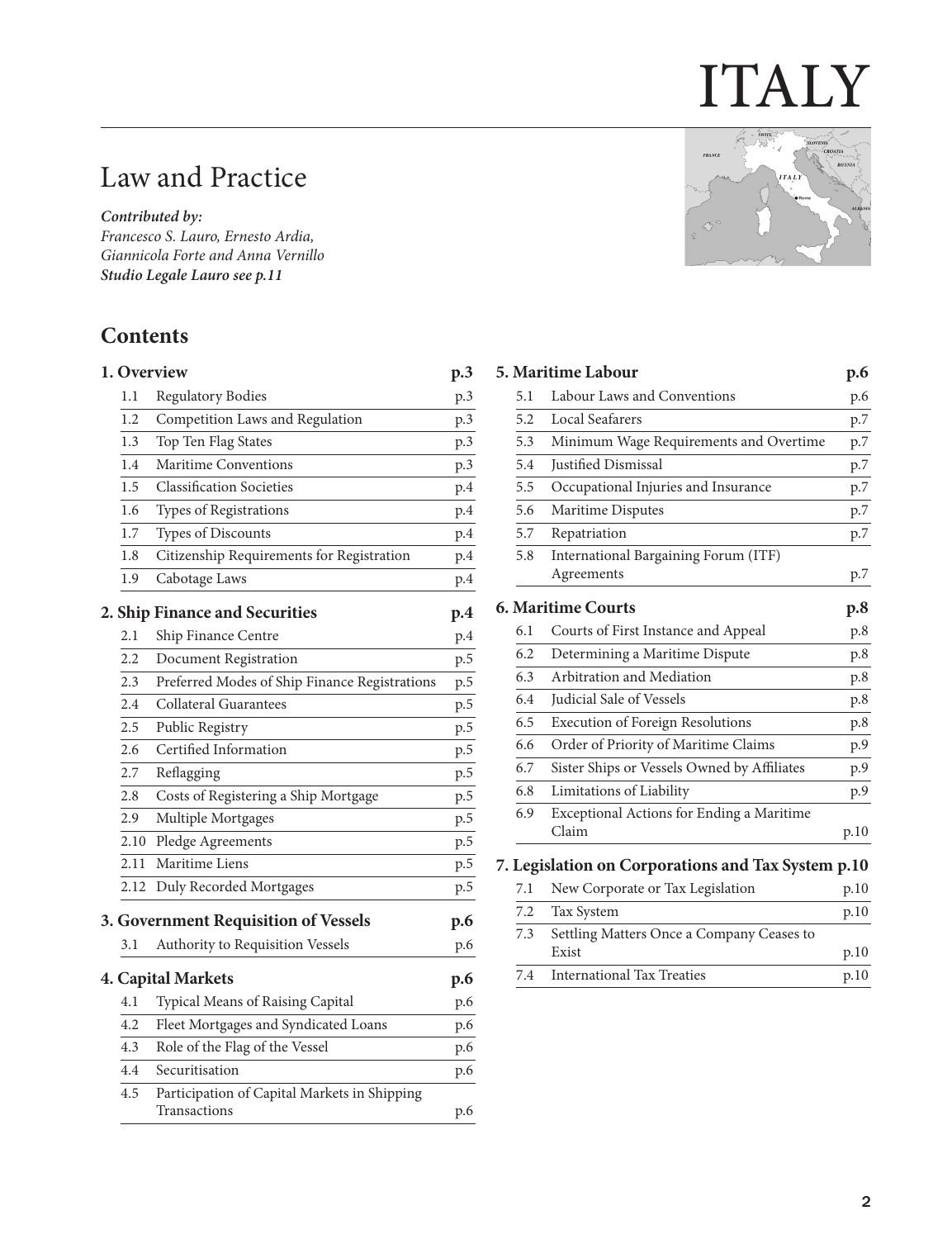# ITALY

## Law and Practice

***Contributed by:***
*Francesco S. Lauro, Ernesto Ardia, Giannicola Forte and Anna Vernillo*
***Studio Legale Lauro see p.11***

## Contents

**1. Overview p.3**

| | | |
|---|---|---|
| 1.1 | Regulatory Bodies | p.3 |
| 1.2 | Competition Laws and Regulation | p.3 |
| 1.3 | Top Ten Flag States | p.3 |
| 1.4 | Maritime Conventions | p.3 |
| 1.5 | Classification Societies | p.4 |
| 1.6 | Types of Registrations | p.4 |
| 1.7 | Types of Discounts | p.4 |
| 1.8 | Citizenship Requirements for Registration | p.4 |
| 1.9 | Cabotage Laws | p.4 |

**2. Ship Finance and Securities p.4**

| | | |
|---|---|---|
| 2.1 | Ship Finance Centre | p.4 |
| 2.2 | Document Registration | p.5 |
| 2.3 | Preferred Modes of Ship Finance Registrations | p.5 |
| 2.4 | Collateral Guarantees | p.5 |
| 2.5 | Public Registry | p.5 |
| 2.6 | Certified Information | p.5 |
| 2.7 | Reflagging | p.5 |
| 2.8 | Costs of Registering a Ship Mortgage | p.5 |
| 2.9 | Multiple Mortgages | p.5 |
| 2.10 | Pledge Agreements | p.5 |
| 2.11 | Maritime Liens | p.5 |
| 2.12 | Duly Recorded Mortgages | p.5 |

**3. Government Requisition of Vessels p.6**

| | | |
|---|---|---|
| 3.1 | Authority to Requisition Vessels | p.6 |

**4. Capital Markets p.6**

| | | |
|---|---|---|
| 4.1 | Typical Means of Raising Capital | p.6 |
| 4.2 | Fleet Mortgages and Syndicated Loans | p.6 |
| 4.3 | Role of the Flag of the Vessel | p.6 |
| 4.4 | Securitisation | p.6 |
| 4.5 | Participation of Capital Markets in Shipping Transactions | p.6 |

**5. Maritime Labour p.6**

| | | |
|---|---|---|
| 5.1 | Labour Laws and Conventions | p.6 |
| 5.2 | Local Seafarers | p.7 |
| 5.3 | Minimum Wage Requirements and Overtime | p.7 |
| 5.4 | Justified Dismissal | p.7 |
| 5.5 | Occupational Injuries and Insurance | p.7 |
| 5.6 | Maritime Disputes | p.7 |
| 5.7 | Repatriation | p.7 |
| 5.8 | International Bargaining Forum (ITF) Agreements | p.7 |

**6. Maritime Courts p.8**

| | | |
|---|---|---|
| 6.1 | Courts of First Instance and Appeal | p.8 |
| 6.2 | Determining a Maritime Dispute | p.8 |
| 6.3 | Arbitration and Mediation | p.8 |
| 6.4 | Judicial Sale of Vessels | p.8 |
| 6.5 | Execution of Foreign Resolutions | p.8 |
| 6.6 | Order of Priority of Maritime Claims | p.9 |
| 6.7 | Sister Ships or Vessels Owned by Affiliates | p.9 |
| 6.8 | Limitations of Liability | p.9 |
| 6.9 | Exceptional Actions for Ending a Maritime Claim | p.10 |

**7. Legislation on Corporations and Tax System p.10**

| | | |
|---|---|---|
| 7.1 | New Corporate or Tax Legislation | p.10 |
| 7.2 | Tax System | p.10 |
| 7.3 | Settling Matters Once a Company Ceases to Exist | p.10 |
| 7.4 | International Tax Treaties | p.10 |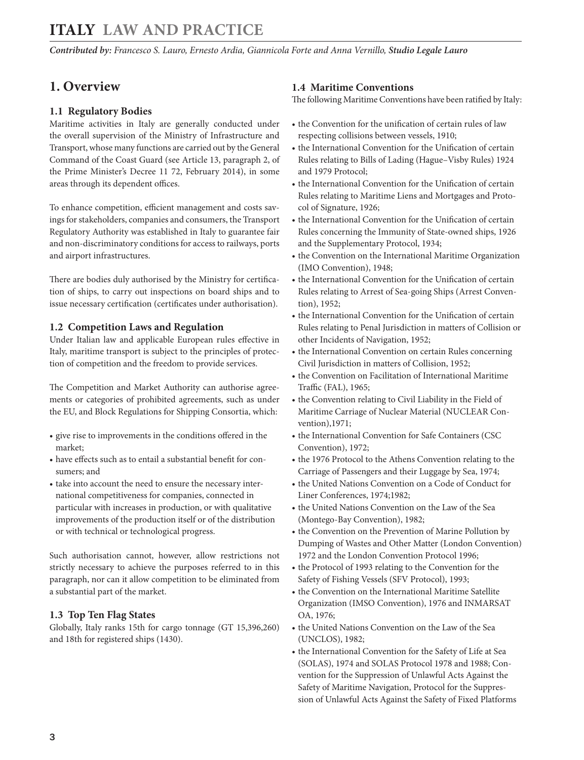# ITALY LAW AND PRACTICE

*Contributed by: Francesco S. Lauro, Ernesto Ardia, Giannicola Forte and Anna Vernillo,* ***Studio Legale Lauro***

## 1. Overview

### 1.1 Regulatory Bodies

Maritime activities in Italy are generally conducted under the overall supervision of the Ministry of Infrastructure and Transport, whose many functions are carried out by the General Command of the Coast Guard (see Article 13, paragraph 2, of the Prime Minister's Decree 11 72, February 2014), in some areas through its dependent offices.

To enhance competition, efficient management and costs savings for stakeholders, companies and consumers, the Transport Regulatory Authority was established in Italy to guarantee fair and non-discriminatory conditions for access to railways, ports and airport infrastructures.

There are bodies duly authorised by the Ministry for certification of ships, to carry out inspections on board ships and to issue necessary certification (certificates under authorisation).

### 1.2 Competition Laws and Regulation

Under Italian law and applicable European rules effective in Italy, maritime transport is subject to the principles of protection of competition and the freedom to provide services.

The Competition and Market Authority can authorise agreements or categories of prohibited agreements, such as under the EU, and Block Regulations for Shipping Consortia, which:

- give rise to improvements in the conditions offered in the market;
- have effects such as to entail a substantial benefit for consumers; and
- take into account the need to ensure the necessary international competitiveness for companies, connected in particular with increases in production, or with qualitative improvements of the production itself or of the distribution or with technical or technological progress.

Such authorisation cannot, however, allow restrictions not strictly necessary to achieve the purposes referred to in this paragraph, nor can it allow competition to be eliminated from a substantial part of the market.

### 1.3 Top Ten Flag States

Globally, Italy ranks 15th for cargo tonnage (GT 15,396,260) and 18th for registered ships (1430).

### 1.4 Maritime Conventions

The following Maritime Conventions have been ratified by Italy:

- the Convention for the unification of certain rules of law respecting collisions between vessels, 1910;
- the International Convention for the Unification of certain Rules relating to Bills of Lading (Hague–Visby Rules) 1924 and 1979 Protocol;
- the International Convention for the Unification of certain Rules relating to Maritime Liens and Mortgages and Protocol of Signature, 1926;
- the International Convention for the Unification of certain Rules concerning the Immunity of State-owned ships, 1926 and the Supplementary Protocol, 1934;
- the Convention on the International Maritime Organization (IMO Convention), 1948;
- the International Convention for the Unification of certain Rules relating to Arrest of Sea-going Ships (Arrest Convention), 1952;
- the International Convention for the Unification of certain Rules relating to Penal Jurisdiction in matters of Collision or other Incidents of Navigation, 1952;
- the International Convention on certain Rules concerning Civil Jurisdiction in matters of Collision, 1952;
- the Convention on Facilitation of International Maritime Traffic (FAL), 1965;
- the Convention relating to Civil Liability in the Field of Maritime Carriage of Nuclear Material (NUCLEAR Convention),1971;
- the International Convention for Safe Containers (CSC Convention), 1972;
- the 1976 Protocol to the Athens Convention relating to the Carriage of Passengers and their Luggage by Sea, 1974;
- the United Nations Convention on a Code of Conduct for Liner Conferences, 1974;1982;
- the United Nations Convention on the Law of the Sea (Montego-Bay Convention), 1982;
- the Convention on the Prevention of Marine Pollution by Dumping of Wastes and Other Matter (London Convention) 1972 and the London Convention Protocol 1996;
- the Protocol of 1993 relating to the Convention for the Safety of Fishing Vessels (SFV Protocol), 1993;
- the Convention on the International Maritime Satellite Organization (IMSO Convention), 1976 and INMARSAT OA, 1976;
- the United Nations Convention on the Law of the Sea (UNCLOS), 1982;
- the International Convention for the Safety of Life at Sea (SOLAS), 1974 and SOLAS Protocol 1978 and 1988; Convention for the Suppression of Unlawful Acts Against the Safety of Maritime Navigation, Protocol for the Suppression of Unlawful Acts Against the Safety of Fixed Platforms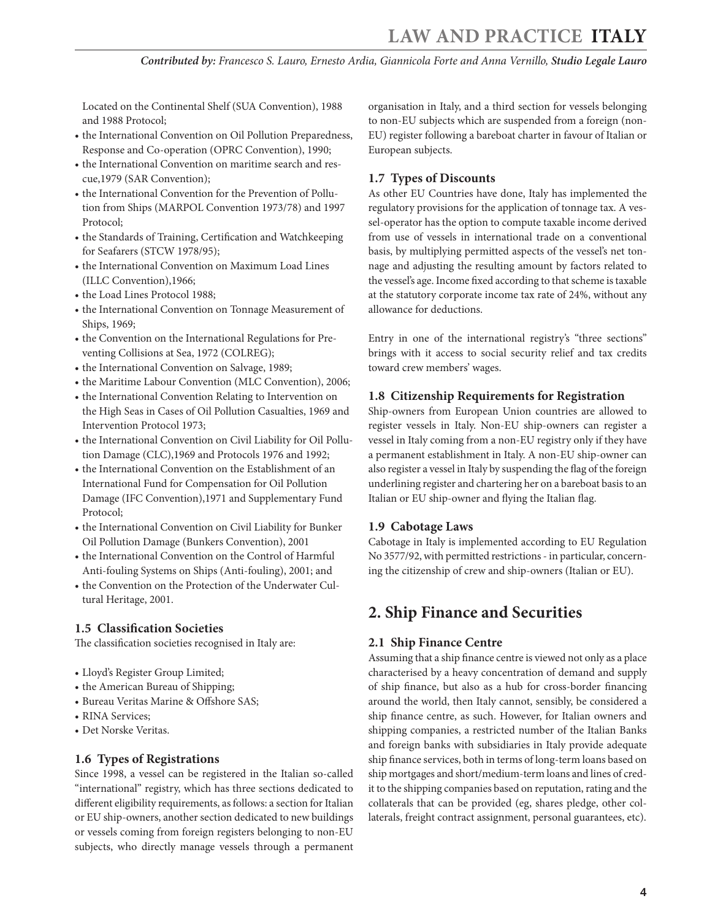Located on the Continental Shelf (SUA Convention), 1988 and 1988 Protocol;

- the International Convention on Oil Pollution Preparedness, Response and Co-operation (OPRC Convention), 1990;
- the International Convention on maritime search and rescue,1979 (SAR Convention);
- the International Convention for the Prevention of Pollution from Ships (MARPOL Convention 1973/78) and 1997 Protocol;
- the Standards of Training, Certification and Watchkeeping for Seafarers (STCW 1978/95);
- the International Convention on Maximum Load Lines (ILLC Convention),1966;
- the Load Lines Protocol 1988;
- the International Convention on Tonnage Measurement of Ships, 1969;
- the Convention on the International Regulations for Preventing Collisions at Sea, 1972 (COLREG);
- the International Convention on Salvage, 1989;
- the Maritime Labour Convention (MLC Convention), 2006;
- the International Convention Relating to Intervention on the High Seas in Cases of Oil Pollution Casualties, 1969 and Intervention Protocol 1973;
- the International Convention on Civil Liability for Oil Pollution Damage (CLC),1969 and Protocols 1976 and 1992;
- the International Convention on the Establishment of an International Fund for Compensation for Oil Pollution Damage (IFC Convention),1971 and Supplementary Fund Protocol;
- the International Convention on Civil Liability for Bunker Oil Pollution Damage (Bunkers Convention), 2001
- the International Convention on the Control of Harmful Anti-fouling Systems on Ships (Anti-fouling), 2001; and
- the Convention on the Protection of the Underwater Cultural Heritage, 2001.

### 1.5 Classification Societies

The classification societies recognised in Italy are:

- Lloyd's Register Group Limited;
- the American Bureau of Shipping;
- Bureau Veritas Marine & Offshore SAS;
- RINA Services;
- Det Norske Veritas.

### 1.6 Types of Registrations

Since 1998, a vessel can be registered in the Italian so-called "international" registry, which has three sections dedicated to different eligibility requirements, as follows: a section for Italian or EU ship-owners, another section dedicated to new buildings or vessels coming from foreign registers belonging to non-EU subjects, who directly manage vessels through a permanent organisation in Italy, and a third section for vessels belonging to non-EU subjects which are suspended from a foreign (non-EU) register following a bareboat charter in favour of Italian or European subjects.

### 1.7 Types of Discounts

As other EU Countries have done, Italy has implemented the regulatory provisions for the application of tonnage tax. A vessel-operator has the option to compute taxable income derived from use of vessels in international trade on a conventional basis, by multiplying permitted aspects of the vessel's net tonnage and adjusting the resulting amount by factors related to the vessel's age. Income fixed according to that scheme is taxable at the statutory corporate income tax rate of 24%, without any allowance for deductions.

Entry in one of the international registry's "three sections" brings with it access to social security relief and tax credits toward crew members' wages.

### 1.8 Citizenship Requirements for Registration

Ship-owners from European Union countries are allowed to register vessels in Italy. Non-EU ship-owners can register a vessel in Italy coming from a non-EU registry only if they have a permanent establishment in Italy. A non-EU ship-owner can also register a vessel in Italy by suspending the flag of the foreign underlining register and chartering her on a bareboat basis to an Italian or EU ship-owner and flying the Italian flag.

### 1.9 Cabotage Laws

Cabotage in Italy is implemented according to EU Regulation No 3577/92, with permitted restrictions - in particular, concerning the citizenship of crew and ship-owners (Italian or EU).

## 2. Ship Finance and Securities

### 2.1 Ship Finance Centre

Assuming that a ship finance centre is viewed not only as a place characterised by a heavy concentration of demand and supply of ship finance, but also as a hub for cross-border financing around the world, then Italy cannot, sensibly, be considered a ship finance centre, as such. However, for Italian owners and shipping companies, a restricted number of the Italian Banks and foreign banks with subsidiaries in Italy provide adequate ship finance services, both in terms of long-term loans based on ship mortgages and short/medium-term loans and lines of credit to the shipping companies based on reputation, rating and the collaterals that can be provided (eg, shares pledge, other collaterals, freight contract assignment, personal guarantees, etc).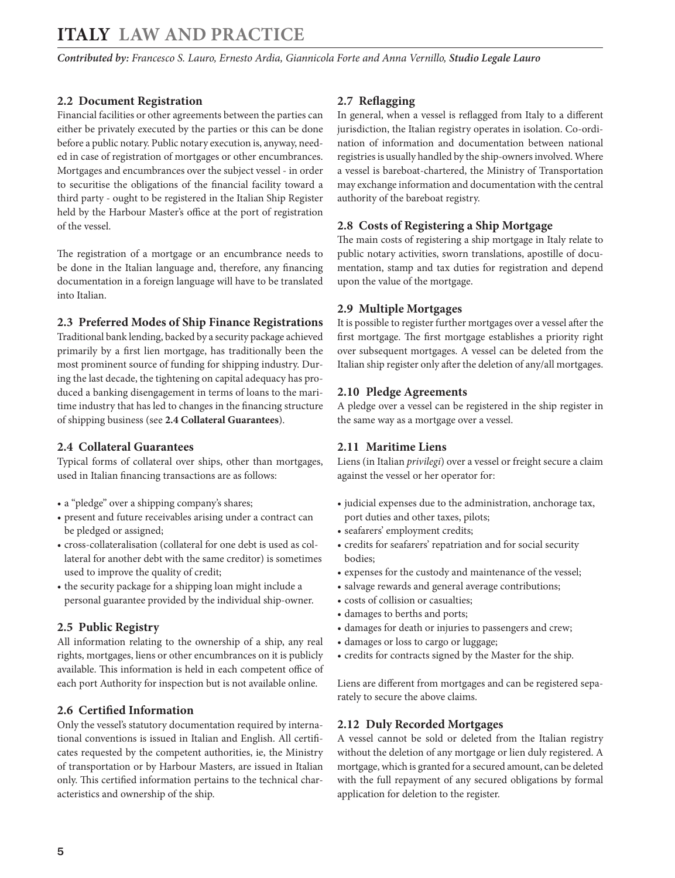### 2.2 Document Registration

Financial facilities or other agreements between the parties can either be privately executed by the parties or this can be done before a public notary. Public notary execution is, anyway, needed in case of registration of mortgages or other encumbrances. Mortgages and encumbrances over the subject vessel - in order to securitise the obligations of the financial facility toward a third party - ought to be registered in the Italian Ship Register held by the Harbour Master's office at the port of registration of the vessel.

The registration of a mortgage or an encumbrance needs to be done in the Italian language and, therefore, any financing documentation in a foreign language will have to be translated into Italian.

### 2.3 Preferred Modes of Ship Finance Registrations

Traditional bank lending, backed by a security package achieved primarily by a first lien mortgage, has traditionally been the most prominent source of funding for shipping industry. During the last decade, the tightening on capital adequacy has produced a banking disengagement in terms of loans to the maritime industry that has led to changes in the financing structure of shipping business (see **2.4 Collateral Guarantees**).

### 2.4 Collateral Guarantees

Typical forms of collateral over ships, other than mortgages, used in Italian financing transactions are as follows:

- a "pledge" over a shipping company's shares;
- present and future receivables arising under a contract can be pledged or assigned;
- cross-collateralisation (collateral for one debt is used as collateral for another debt with the same creditor) is sometimes used to improve the quality of credit;
- the security package for a shipping loan might include a personal guarantee provided by the individual ship-owner.

### 2.5 Public Registry

All information relating to the ownership of a ship, any real rights, mortgages, liens or other encumbrances on it is publicly available. This information is held in each competent office of each port Authority for inspection but is not available online.

### 2.6 Certified Information

Only the vessel's statutory documentation required by international conventions is issued in Italian and English. All certificates requested by the competent authorities, ie, the Ministry of transportation or by Harbour Masters, are issued in Italian only. This certified information pertains to the technical characteristics and ownership of the ship.

### 2.7 Reflagging

In general, when a vessel is reflagged from Italy to a different jurisdiction, the Italian registry operates in isolation. Co-ordination of information and documentation between national registries is usually handled by the ship-owners involved. Where a vessel is bareboat-chartered, the Ministry of Transportation may exchange information and documentation with the central authority of the bareboat registry.

### 2.8 Costs of Registering a Ship Mortgage

The main costs of registering a ship mortgage in Italy relate to public notary activities, sworn translations, apostille of documentation, stamp and tax duties for registration and depend upon the value of the mortgage.

### 2.9 Multiple Mortgages

It is possible to register further mortgages over a vessel after the first mortgage. The first mortgage establishes a priority right over subsequent mortgages. A vessel can be deleted from the Italian ship register only after the deletion of any/all mortgages.

### 2.10 Pledge Agreements

A pledge over a vessel can be registered in the ship register in the same way as a mortgage over a vessel.

### 2.11 Maritime Liens

Liens (in Italian *privilegi*) over a vessel or freight secure a claim against the vessel or her operator for:

- judicial expenses due to the administration, anchorage tax, port duties and other taxes, pilots;
- seafarers' employment credits;
- credits for seafarers' repatriation and for social security bodies;
- expenses for the custody and maintenance of the vessel;
- salvage rewards and general average contributions;
- costs of collision or casualties;
- damages to berths and ports;
- damages for death or injuries to passengers and crew;
- damages or loss to cargo or luggage;
- credits for contracts signed by the Master for the ship.

Liens are different from mortgages and can be registered separately to secure the above claims.

### 2.12 Duly Recorded Mortgages

A vessel cannot be sold or deleted from the Italian registry without the deletion of any mortgage or lien duly registered. A mortgage, which is granted for a secured amount, can be deleted with the full repayment of any secured obligations by formal application for deletion to the register.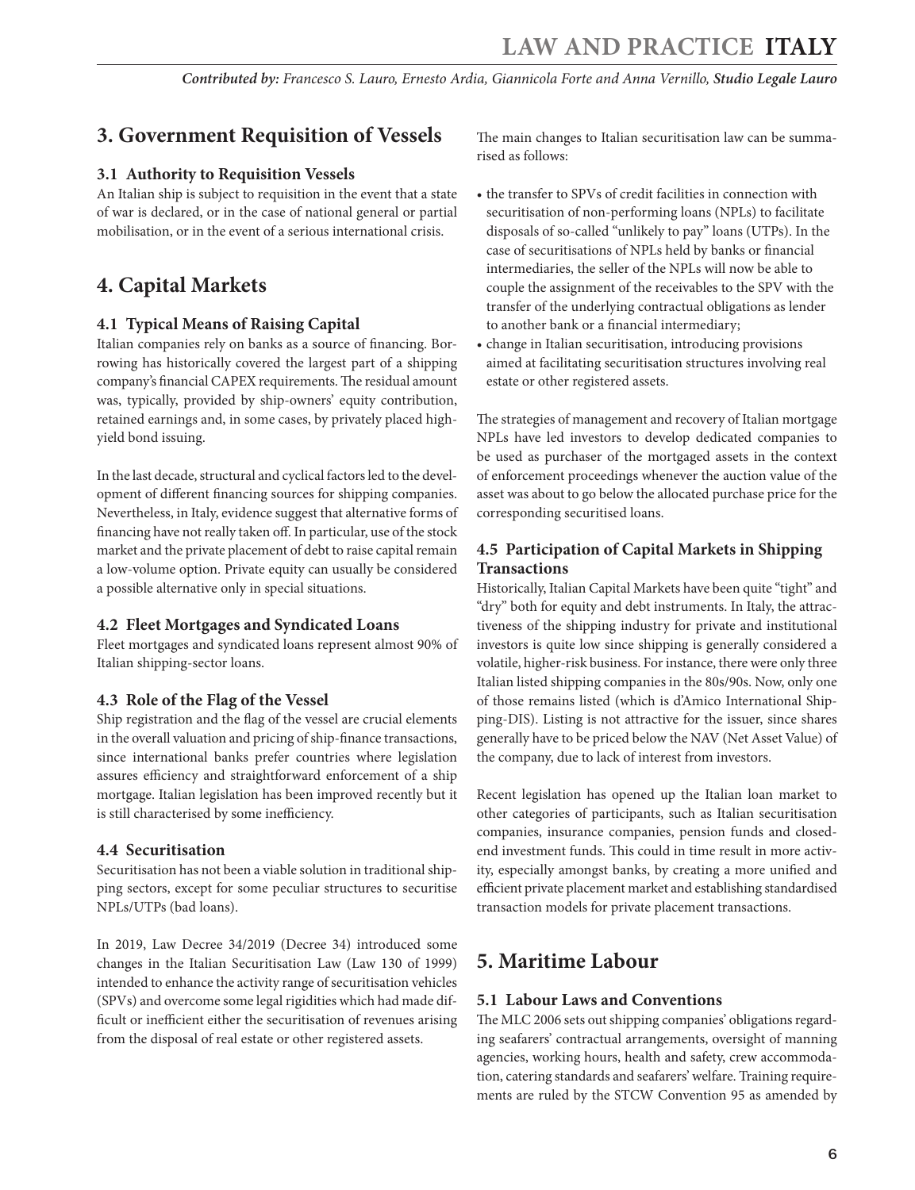## 3. Government Requisition of Vessels

### 3.1 Authority to Requisition Vessels

An Italian ship is subject to requisition in the event that a state of war is declared, or in the case of national general or partial mobilisation, or in the event of a serious international crisis.

## 4. Capital Markets

### 4.1 Typical Means of Raising Capital

Italian companies rely on banks as a source of financing. Borrowing has historically covered the largest part of a shipping company's financial CAPEX requirements. The residual amount was, typically, provided by ship-owners' equity contribution, retained earnings and, in some cases, by privately placed high-yield bond issuing.

In the last decade, structural and cyclical factors led to the development of different financing sources for shipping companies. Nevertheless, in Italy, evidence suggest that alternative forms of financing have not really taken off. In particular, use of the stock market and the private placement of debt to raise capital remain a low-volume option. Private equity can usually be considered a possible alternative only in special situations.

### 4.2 Fleet Mortgages and Syndicated Loans

Fleet mortgages and syndicated loans represent almost 90% of Italian shipping-sector loans.

### 4.3 Role of the Flag of the Vessel

Ship registration and the flag of the vessel are crucial elements in the overall valuation and pricing of ship-finance transactions, since international banks prefer countries where legislation assures efficiency and straightforward enforcement of a ship mortgage. Italian legislation has been improved recently but it is still characterised by some inefficiency.

### 4.4 Securitisation

Securitisation has not been a viable solution in traditional shipping sectors, except for some peculiar structures to securitise NPLs/UTPs (bad loans).

In 2019, Law Decree 34/2019 (Decree 34) introduced some changes in the Italian Securitisation Law (Law 130 of 1999) intended to enhance the activity range of securitisation vehicles (SPVs) and overcome some legal rigidities which had made difficult or inefficient either the securitisation of revenues arising from the disposal of real estate or other registered assets.

The main changes to Italian securitisation law can be summarised as follows:

- the transfer to SPVs of credit facilities in connection with securitisation of non-performing loans (NPLs) to facilitate disposals of so-called "unlikely to pay" loans (UTPs). In the case of securitisations of NPLs held by banks or financial intermediaries, the seller of the NPLs will now be able to couple the assignment of the receivables to the SPV with the transfer of the underlying contractual obligations as lender to another bank or a financial intermediary;
- change in Italian securitisation, introducing provisions aimed at facilitating securitisation structures involving real estate or other registered assets.

The strategies of management and recovery of Italian mortgage NPLs have led investors to develop dedicated companies to be used as purchaser of the mortgaged assets in the context of enforcement proceedings whenever the auction value of the asset was about to go below the allocated purchase price for the corresponding securitised loans.

### 4.5 Participation of Capital Markets in Shipping Transactions

Historically, Italian Capital Markets have been quite "tight" and "dry" both for equity and debt instruments. In Italy, the attractiveness of the shipping industry for private and institutional investors is quite low since shipping is generally considered a volatile, higher-risk business. For instance, there were only three Italian listed shipping companies in the 80s/90s. Now, only one of those remains listed (which is d'Amico International Shipping-DIS). Listing is not attractive for the issuer, since shares generally have to be priced below the NAV (Net Asset Value) of the company, due to lack of interest from investors.

Recent legislation has opened up the Italian loan market to other categories of participants, such as Italian securitisation companies, insurance companies, pension funds and closed-end investment funds. This could in time result in more activity, especially amongst banks, by creating a more unified and efficient private placement market and establishing standardised transaction models for private placement transactions.

## 5. Maritime Labour

### 5.1 Labour Laws and Conventions

The MLC 2006 sets out shipping companies' obligations regarding seafarers' contractual arrangements, oversight of manning agencies, working hours, health and safety, crew accommodation, catering standards and seafarers' welfare. Training requirements are ruled by the STCW Convention 95 as amended by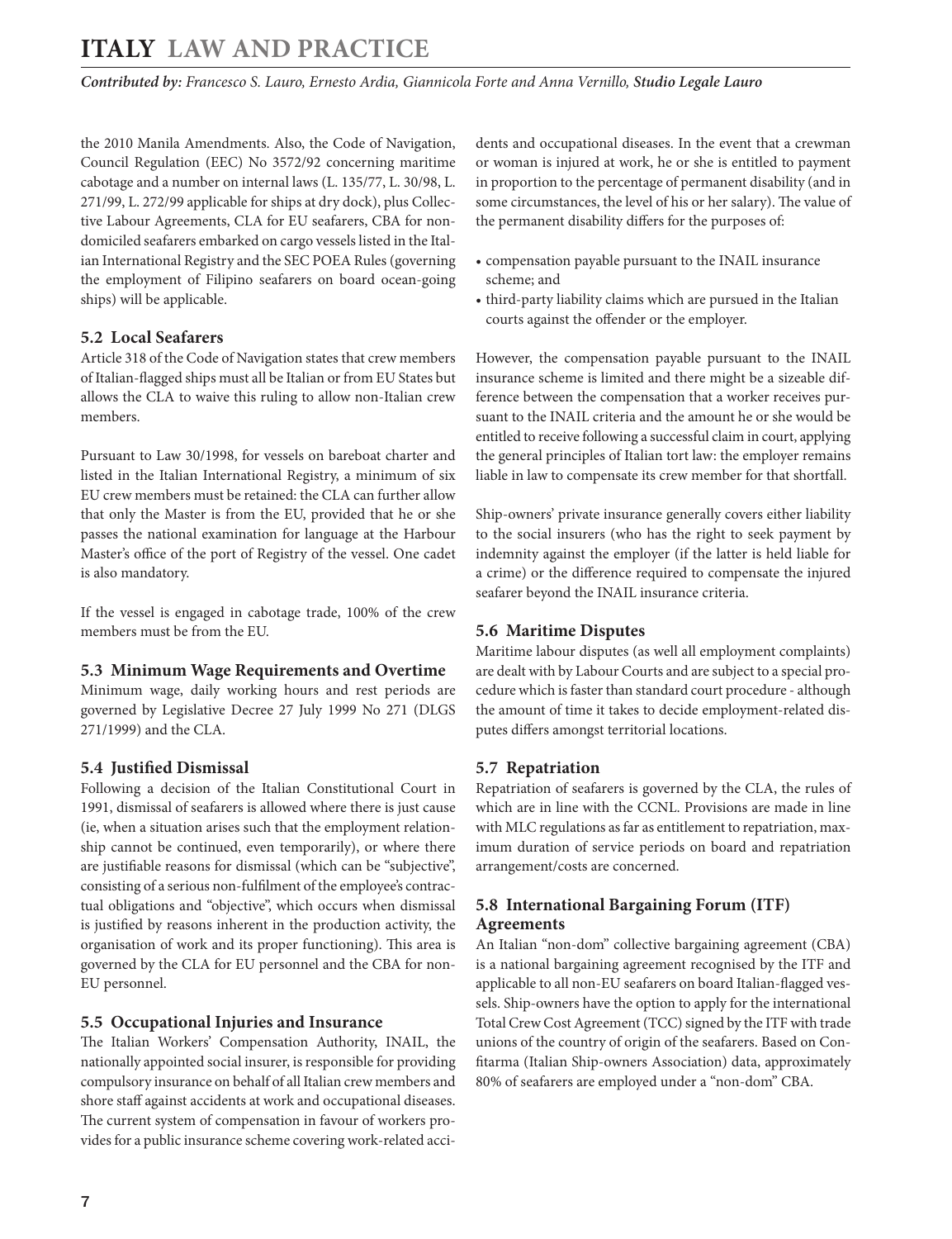the 2010 Manila Amendments. Also, the Code of Navigation, Council Regulation (EEC) No 3572/92 concerning maritime cabotage and a number on internal laws (L. 135/77, L. 30/98, L. 271/99, L. 272/99 applicable for ships at dry dock), plus Collective Labour Agreements, CLA for EU seafarers, CBA for non-domiciled seafarers embarked on cargo vessels listed in the Italian International Registry and the SEC POEA Rules (governing the employment of Filipino seafarers on board ocean-going ships) will be applicable.

### 5.2 Local Seafarers

Article 318 of the Code of Navigation states that crew members of Italian-flagged ships must all be Italian or from EU States but allows the CLA to waive this ruling to allow non-Italian crew members.

Pursuant to Law 30/1998, for vessels on bareboat charter and listed in the Italian International Registry, a minimum of six EU crew members must be retained: the CLA can further allow that only the Master is from the EU, provided that he or she passes the national examination for language at the Harbour Master's office of the port of Registry of the vessel. One cadet is also mandatory.

If the vessel is engaged in cabotage trade, 100% of the crew members must be from the EU.

### 5.3 Minimum Wage Requirements and Overtime

Minimum wage, daily working hours and rest periods are governed by Legislative Decree 27 July 1999 No 271 (DLGS 271/1999) and the CLA.

### 5.4 Justified Dismissal

Following a decision of the Italian Constitutional Court in 1991, dismissal of seafarers is allowed where there is just cause (ie, when a situation arises such that the employment relationship cannot be continued, even temporarily), or where there are justifiable reasons for dismissal (which can be "subjective", consisting of a serious non-fulfilment of the employee's contractual obligations and "objective", which occurs when dismissal is justified by reasons inherent in the production activity, the organisation of work and its proper functioning). This area is governed by the CLA for EU personnel and the CBA for non-EU personnel.

### 5.5 Occupational Injuries and Insurance

The Italian Workers' Compensation Authority, INAIL, the nationally appointed social insurer, is responsible for providing compulsory insurance on behalf of all Italian crew members and shore staff against accidents at work and occupational diseases. The current system of compensation in favour of workers provides for a public insurance scheme covering work-related accidents and occupational diseases. In the event that a crewman or woman is injured at work, he or she is entitled to payment in proportion to the percentage of permanent disability (and in some circumstances, the level of his or her salary). The value of the permanent disability differs for the purposes of:

- compensation payable pursuant to the INAIL insurance scheme; and
- third-party liability claims which are pursued in the Italian courts against the offender or the employer.

However, the compensation payable pursuant to the INAIL insurance scheme is limited and there might be a sizeable difference between the compensation that a worker receives pursuant to the INAIL criteria and the amount he or she would be entitled to receive following a successful claim in court, applying the general principles of Italian tort law: the employer remains liable in law to compensate its crew member for that shortfall.

Ship-owners' private insurance generally covers either liability to the social insurers (who has the right to seek payment by indemnity against the employer (if the latter is held liable for a crime) or the difference required to compensate the injured seafarer beyond the INAIL insurance criteria.

### 5.6 Maritime Disputes

Maritime labour disputes (as well all employment complaints) are dealt with by Labour Courts and are subject to a special procedure which is faster than standard court procedure - although the amount of time it takes to decide employment-related disputes differs amongst territorial locations.

### 5.7 Repatriation

Repatriation of seafarers is governed by the CLA, the rules of which are in line with the CCNL. Provisions are made in line with MLC regulations as far as entitlement to repatriation, maximum duration of service periods on board and repatriation arrangement/costs are concerned.

### 5.8 International Bargaining Forum (ITF) Agreements

An Italian "non-dom" collective bargaining agreement (CBA) is a national bargaining agreement recognised by the ITF and applicable to all non-EU seafarers on board Italian-flagged vessels. Ship-owners have the option to apply for the international Total Crew Cost Agreement (TCC) signed by the ITF with trade unions of the country of origin of the seafarers. Based on Confitarma (Italian Ship-owners Association) data, approximately 80% of seafarers are employed under a "non-dom" CBA.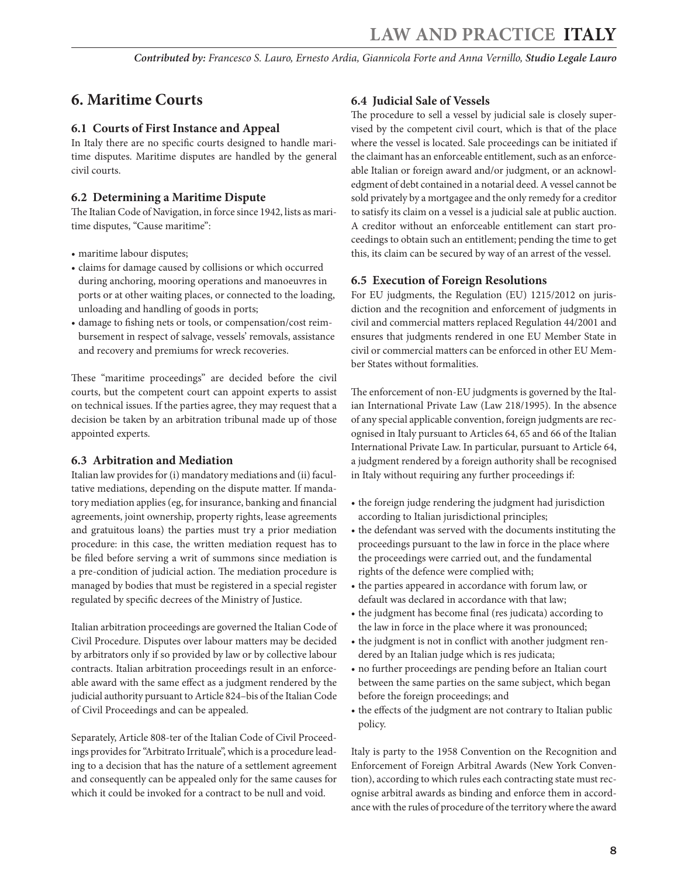## 6. Maritime Courts

### 6.1 Courts of First Instance and Appeal

In Italy there are no specific courts designed to handle maritime disputes. Maritime disputes are handled by the general civil courts.

### 6.2 Determining a Maritime Dispute

The Italian Code of Navigation, in force since 1942, lists as maritime disputes, "Cause maritime":

- maritime labour disputes;
- claims for damage caused by collisions or which occurred during anchoring, mooring operations and manoeuvres in ports or at other waiting places, or connected to the loading, unloading and handling of goods in ports;
- damage to fishing nets or tools, or compensation/cost reimbursement in respect of salvage, vessels' removals, assistance and recovery and premiums for wreck recoveries.

These "maritime proceedings" are decided before the civil courts, but the competent court can appoint experts to assist on technical issues. If the parties agree, they may request that a decision be taken by an arbitration tribunal made up of those appointed experts.

### 6.3 Arbitration and Mediation

Italian law provides for (i) mandatory mediations and (ii) facultative mediations, depending on the dispute matter. If mandatory mediation applies (eg, for insurance, banking and financial agreements, joint ownership, property rights, lease agreements and gratuitous loans) the parties must try a prior mediation procedure: in this case, the written mediation request has to be filed before serving a writ of summons since mediation is a pre-condition of judicial action. The mediation procedure is managed by bodies that must be registered in a special register regulated by specific decrees of the Ministry of Justice.

Italian arbitration proceedings are governed the Italian Code of Civil Procedure. Disputes over labour matters may be decided by arbitrators only if so provided by law or by collective labour contracts. Italian arbitration proceedings result in an enforceable award with the same effect as a judgment rendered by the judicial authority pursuant to Article 824–bis of the Italian Code of Civil Proceedings and can be appealed.

Separately, Article 808-ter of the Italian Code of Civil Proceedings provides for "Arbitrato Irrituale", which is a procedure leading to a decision that has the nature of a settlement agreement and consequently can be appealed only for the same causes for which it could be invoked for a contract to be null and void.

### 6.4 Judicial Sale of Vessels

The procedure to sell a vessel by judicial sale is closely supervised by the competent civil court, which is that of the place where the vessel is located. Sale proceedings can be initiated if the claimant has an enforceable entitlement, such as an enforceable Italian or foreign award and/or judgment, or an acknowledgment of debt contained in a notarial deed. A vessel cannot be sold privately by a mortgagee and the only remedy for a creditor to satisfy its claim on a vessel is a judicial sale at public auction. A creditor without an enforceable entitlement can start proceedings to obtain such an entitlement; pending the time to get this, its claim can be secured by way of an arrest of the vessel.

### 6.5 Execution of Foreign Resolutions

For EU judgments, the Regulation (EU) 1215/2012 on jurisdiction and the recognition and enforcement of judgments in civil and commercial matters replaced Regulation 44/2001 and ensures that judgments rendered in one EU Member State in civil or commercial matters can be enforced in other EU Member States without formalities.

The enforcement of non-EU judgments is governed by the Italian International Private Law (Law 218/1995). In the absence of any special applicable convention, foreign judgments are recognised in Italy pursuant to Articles 64, 65 and 66 of the Italian International Private Law. In particular, pursuant to Article 64, a judgment rendered by a foreign authority shall be recognised in Italy without requiring any further proceedings if:

- the foreign judge rendering the judgment had jurisdiction according to Italian jurisdictional principles;
- the defendant was served with the documents instituting the proceedings pursuant to the law in force in the place where the proceedings were carried out, and the fundamental rights of the defence were complied with;
- the parties appeared in accordance with forum law, or default was declared in accordance with that law;
- the judgment has become final (res judicata) according to the law in force in the place where it was pronounced;
- the judgment is not in conflict with another judgment rendered by an Italian judge which is res judicata;
- no further proceedings are pending before an Italian court between the same parties on the same subject, which began before the foreign proceedings; and
- the effects of the judgment are not contrary to Italian public policy.

Italy is party to the 1958 Convention on the Recognition and Enforcement of Foreign Arbitral Awards (New York Convention), according to which rules each contracting state must recognise arbitral awards as binding and enforce them in accordance with the rules of procedure of the territory where the award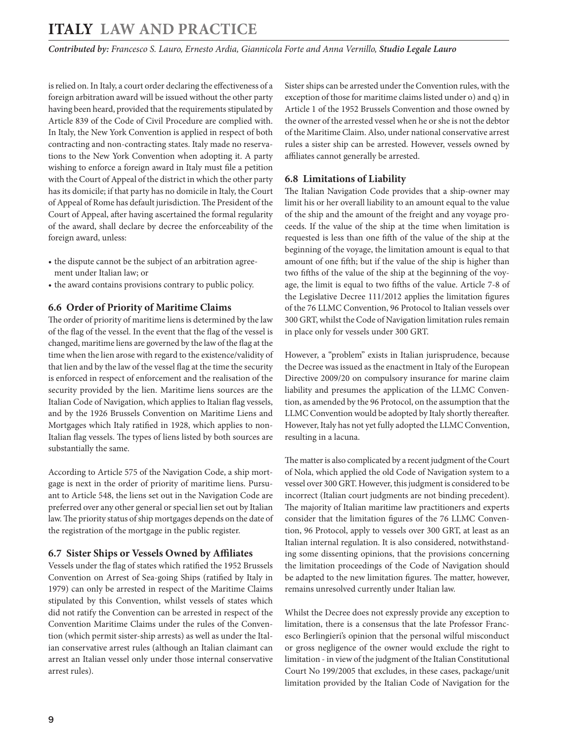is relied on. In Italy, a court order declaring the effectiveness of a foreign arbitration award will be issued without the other party having been heard, provided that the requirements stipulated by Article 839 of the Code of Civil Procedure are complied with. In Italy, the New York Convention is applied in respect of both contracting and non-contracting states. Italy made no reservations to the New York Convention when adopting it. A party wishing to enforce a foreign award in Italy must file a petition with the Court of Appeal of the district in which the other party has its domicile; if that party has no domicile in Italy, the Court of Appeal of Rome has default jurisdiction. The President of the Court of Appeal, after having ascertained the formal regularity of the award, shall declare by decree the enforceability of the foreign award, unless:

- the dispute cannot be the subject of an arbitration agreement under Italian law; or
- the award contains provisions contrary to public policy.

### 6.6 Order of Priority of Maritime Claims

The order of priority of maritime liens is determined by the law of the flag of the vessel. In the event that the flag of the vessel is changed, maritime liens are governed by the law of the flag at the time when the lien arose with regard to the existence/validity of that lien and by the law of the vessel flag at the time the security is enforced in respect of enforcement and the realisation of the security provided by the lien. Maritime liens sources are the Italian Code of Navigation, which applies to Italian flag vessels, and by the 1926 Brussels Convention on Maritime Liens and Mortgages which Italy ratified in 1928, which applies to non-Italian flag vessels. The types of liens listed by both sources are substantially the same.

According to Article 575 of the Navigation Code, a ship mortgage is next in the order of priority of maritime liens. Pursuant to Article 548, the liens set out in the Navigation Code are preferred over any other general or special lien set out by Italian law. The priority status of ship mortgages depends on the date of the registration of the mortgage in the public register.

### 6.7 Sister Ships or Vessels Owned by Affiliates

Vessels under the flag of states which ratified the 1952 Brussels Convention on Arrest of Sea-going Ships (ratified by Italy in 1979) can only be arrested in respect of the Maritime Claims stipulated by this Convention, whilst vessels of states which did not ratify the Convention can be arrested in respect of the Convention Maritime Claims under the rules of the Convention (which permit sister-ship arrests) as well as under the Italian conservative arrest rules (although an Italian claimant can arrest an Italian vessel only under those internal conservative arrest rules).

Sister ships can be arrested under the Convention rules, with the exception of those for maritime claims listed under o) and q) in Article 1 of the 1952 Brussels Convention and those owned by the owner of the arrested vessel when he or she is not the debtor of the Maritime Claim. Also, under national conservative arrest rules a sister ship can be arrested. However, vessels owned by affiliates cannot generally be arrested.

### 6.8 Limitations of Liability

The Italian Navigation Code provides that a ship-owner may limit his or her overall liability to an amount equal to the value of the ship and the amount of the freight and any voyage proceeds. If the value of the ship at the time when limitation is requested is less than one fifth of the value of the ship at the beginning of the voyage, the limitation amount is equal to that amount of one fifth; but if the value of the ship is higher than two fifths of the value of the ship at the beginning of the voyage, the limit is equal to two fifths of the value. Article 7-8 of the Legislative Decree 111/2012 applies the limitation figures of the 76 LLMC Convention, 96 Protocol to Italian vessels over 300 GRT, whilst the Code of Navigation limitation rules remain in place only for vessels under 300 GRT.

However, a "problem" exists in Italian jurisprudence, because the Decree was issued as the enactment in Italy of the European Directive 2009/20 on compulsory insurance for marine claim liability and presumes the application of the LLMC Convention, as amended by the 96 Protocol, on the assumption that the LLMC Convention would be adopted by Italy shortly thereafter. However, Italy has not yet fully adopted the LLMC Convention, resulting in a lacuna.

The matter is also complicated by a recent judgment of the Court of Nola, which applied the old Code of Navigation system to a vessel over 300 GRT. However, this judgment is considered to be incorrect (Italian court judgments are not binding precedent). The majority of Italian maritime law practitioners and experts consider that the limitation figures of the 76 LLMC Convention, 96 Protocol, apply to vessels over 300 GRT, at least as an Italian internal regulation. It is also considered, notwithstanding some dissenting opinions, that the provisions concerning the limitation proceedings of the Code of Navigation should be adapted to the new limitation figures. The matter, however, remains unresolved currently under Italian law.

Whilst the Decree does not expressly provide any exception to limitation, there is a consensus that the late Professor Francesco Berlingieri's opinion that the personal wilful misconduct or gross negligence of the owner would exclude the right to limitation - in view of the judgment of the Italian Constitutional Court No 199/2005 that excludes, in these cases, package/unit limitation provided by the Italian Code of Navigation for the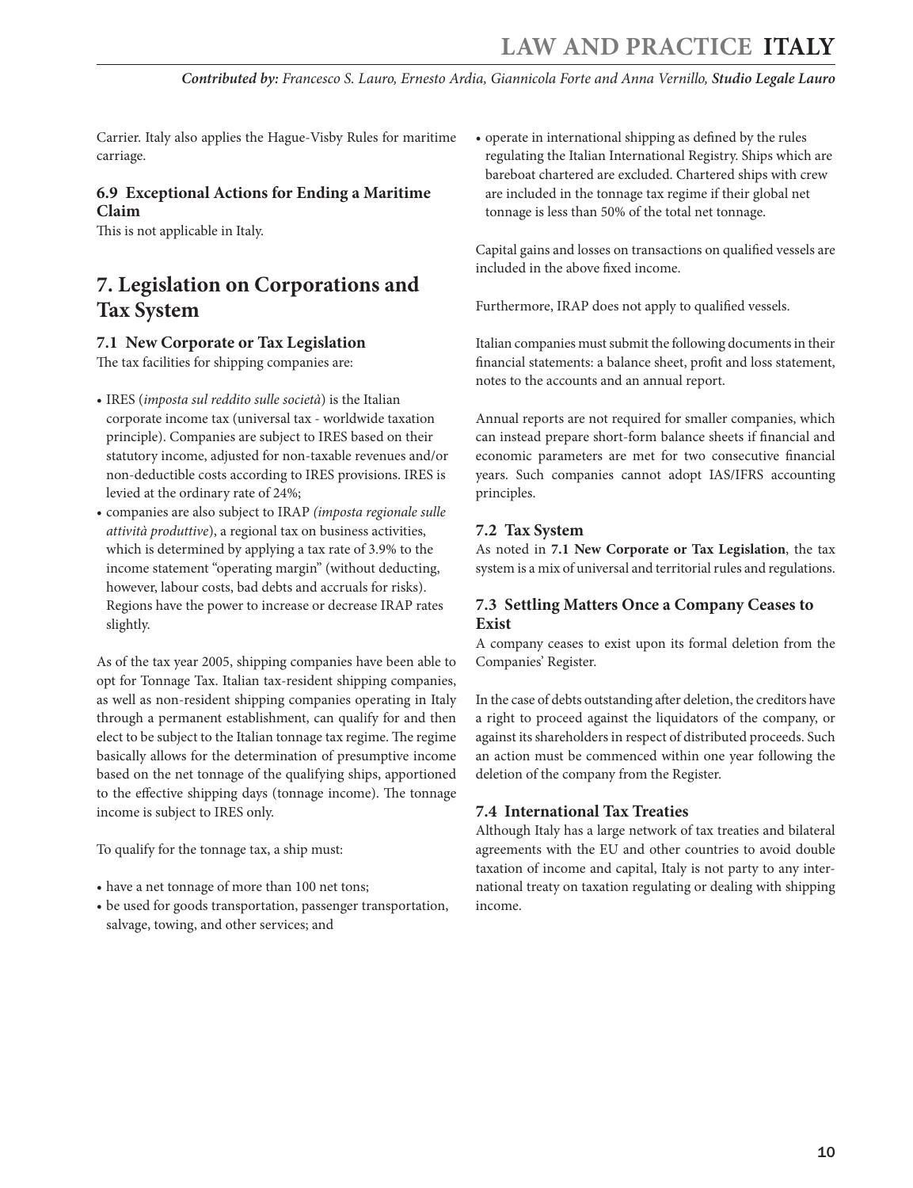Carrier. Italy also applies the Hague-Visby Rules for maritime carriage.

### 6.9 Exceptional Actions for Ending a Maritime Claim

This is not applicable in Italy.

## 7. Legislation on Corporations and Tax System

### 7.1 New Corporate or Tax Legislation

The tax facilities for shipping companies are:

- IRES (*imposta sul reddito sulle società*) is the Italian corporate income tax (universal tax - worldwide taxation principle). Companies are subject to IRES based on their statutory income, adjusted for non-taxable revenues and/or non-deductible costs according to IRES provisions. IRES is levied at the ordinary rate of 24%;
- companies are also subject to IRAP *(imposta regionale sulle attività produttive*), a regional tax on business activities, which is determined by applying a tax rate of 3.9% to the income statement "operating margin" (without deducting, however, labour costs, bad debts and accruals for risks). Regions have the power to increase or decrease IRAP rates slightly.

As of the tax year 2005, shipping companies have been able to opt for Tonnage Tax. Italian tax-resident shipping companies, as well as non-resident shipping companies operating in Italy through a permanent establishment, can qualify for and then elect to be subject to the Italian tonnage tax regime. The regime basically allows for the determination of presumptive income based on the net tonnage of the qualifying ships, apportioned to the effective shipping days (tonnage income). The tonnage income is subject to IRES only.

To qualify for the tonnage tax, a ship must:

- have a net tonnage of more than 100 net tons;
- be used for goods transportation, passenger transportation, salvage, towing, and other services; and
- operate in international shipping as defined by the rules regulating the Italian International Registry. Ships which are bareboat chartered are excluded. Chartered ships with crew are included in the tonnage tax regime if their global net tonnage is less than 50% of the total net tonnage.

Capital gains and losses on transactions on qualified vessels are included in the above fixed income.

Furthermore, IRAP does not apply to qualified vessels.

Italian companies must submit the following documents in their financial statements: a balance sheet, profit and loss statement, notes to the accounts and an annual report.

Annual reports are not required for smaller companies, which can instead prepare short-form balance sheets if financial and economic parameters are met for two consecutive financial years. Such companies cannot adopt IAS/IFRS accounting principles.

### 7.2 Tax System

As noted in **7.1 New Corporate or Tax Legislation**, the tax system is a mix of universal and territorial rules and regulations.

### 7.3 Settling Matters Once a Company Ceases to Exist

A company ceases to exist upon its formal deletion from the Companies' Register.

In the case of debts outstanding after deletion, the creditors have a right to proceed against the liquidators of the company, or against its shareholders in respect of distributed proceeds. Such an action must be commenced within one year following the deletion of the company from the Register.

### 7.4 International Tax Treaties

Although Italy has a large network of tax treaties and bilateral agreements with the EU and other countries to avoid double taxation of income and capital, Italy is not party to any international treaty on taxation regulating or dealing with shipping income.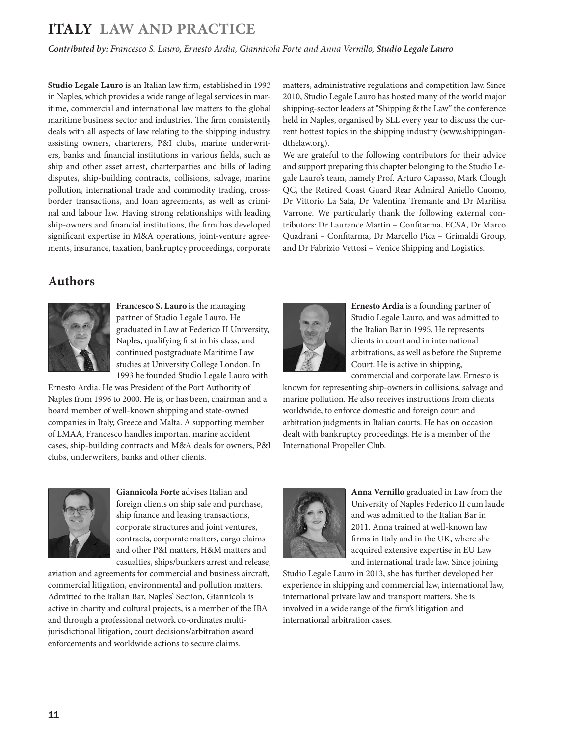# ITALY LAW AND PRACTICE

***Contributed by:** Francesco S. Lauro, Ernesto Ardia, Giannicola Forte and Anna Vernillo, **Studio Legale Lauro***

**Studio Legale Lauro** is an Italian law firm, established in 1993 in Naples, which provides a wide range of legal services in maritime, commercial and international law matters to the global maritime business sector and industries. The firm consistently deals with all aspects of law relating to the shipping industry, assisting owners, charterers, P&I clubs, marine underwriters, banks and financial institutions in various fields, such as ship and other asset arrest, charterparties and bills of lading disputes, ship-building contracts, collisions, salvage, marine pollution, international trade and commodity trading, cross-border transactions, and loan agreements, as well as criminal and labour law. Having strong relationships with leading ship-owners and financial institutions, the firm has developed significant expertise in M&A operations, joint-venture agreements, insurance, taxation, bankruptcy proceedings, corporate matters, administrative regulations and competition law. Since 2010, Studio Legale Lauro has hosted many of the world major shipping-sector leaders at "Shipping & the Law" the conference held in Naples, organised by SLL every year to discuss the current hottest topics in the shipping industry (www.shippingandthelaw.org).

We are grateful to the following contributors for their advice and support preparing this chapter belonging to the Studio Legale Lauro's team, namely Prof. Arturo Capasso, Mark Clough QC, the Retired Coast Guard Rear Admiral Aniello Cuomo, Dr Vittorio La Sala, Dr Valentina Tremante and Dr Marilisa Varrone. We particularly thank the following external contributors: Dr Laurance Martin – Confitarma, ECSA, Dr Marco Quadrani – Confitarma, Dr Marcello Pica – Grimaldi Group, and Dr Fabrizio Vettosi – Venice Shipping and Logistics.

## Authors

**Francesco S. Lauro** is the managing partner of Studio Legale Lauro. He graduated in Law at Federico II University, Naples, qualifying first in his class, and continued postgraduate Maritime Law studies at University College London. In 1993 he founded Studio Legale Lauro with Ernesto Ardia. He was President of the Port Authority of Naples from 1996 to 2000. He is, or has been, chairman and a board member of well-known shipping and state-owned companies in Italy, Greece and Malta. A supporting member of LMAA, Francesco handles important marine accident cases, ship-building contracts and M&A deals for owners, P&I clubs, underwriters, banks and other clients.

**Ernesto Ardia** is a founding partner of Studio Legale Lauro, and was admitted to the Italian Bar in 1995. He represents clients in court and in international arbitrations, as well as before the Supreme Court. He is active in shipping, commercial and corporate law. Ernesto is known for representing ship-owners in collisions, salvage and marine pollution. He also receives instructions from clients worldwide, to enforce domestic and foreign court and arbitration judgments in Italian courts. He has on occasion dealt with bankruptcy proceedings. He is a member of the International Propeller Club.

**Giannicola Forte** advises Italian and foreign clients on ship sale and purchase, ship finance and leasing transactions, corporate structures and joint ventures, contracts, corporate matters, cargo claims and other P&I matters, H&M matters and casualties, ships/bunkers arrest and release, aviation and agreements for commercial and business aircraft, commercial litigation, environmental and pollution matters. Admitted to the Italian Bar, Naples' Section, Giannicola is active in charity and cultural projects, is a member of the IBA and through a professional network co-ordinates multi-jurisdictional litigation, court decisions/arbitration award enforcements and worldwide actions to secure claims.

**Anna Vernillo** graduated in Law from the University of Naples Federico II cum laude and was admitted to the Italian Bar in 2011. Anna trained at well-known law firms in Italy and in the UK, where she acquired extensive expertise in EU Law and international trade law. Since joining Studio Legale Lauro in 2013, she has further developed her experience in shipping and commercial law, international law, international private law and transport matters. She is involved in a wide range of the firm's litigation and international arbitration cases.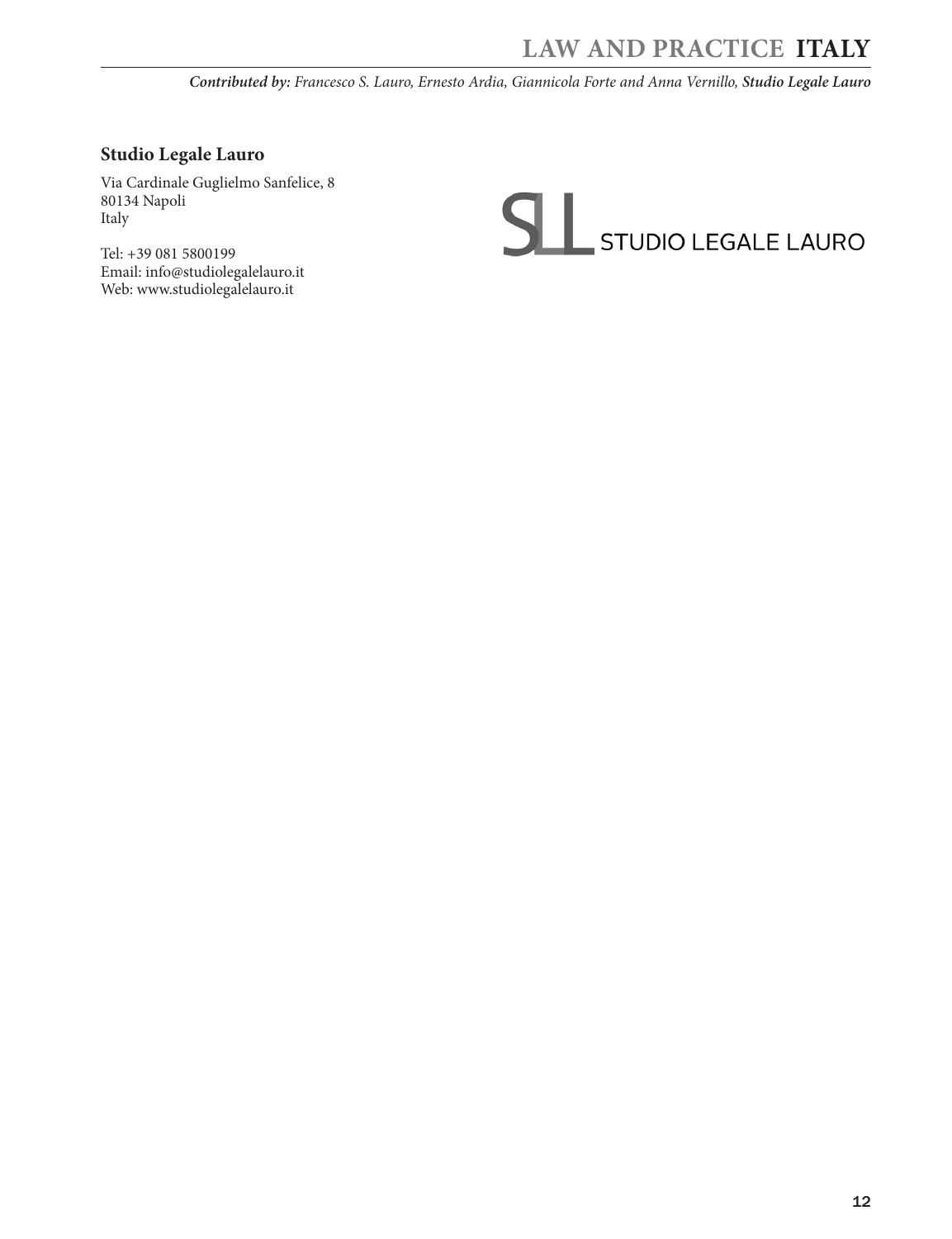## Studio Legale Lauro

Via Cardinale Guglielmo Sanfelice, 8
80134 Napoli
Italy

Tel: +39 081 5800199
Email: info@studiolegalelauro.it
Web: www.studiolegalelauro.it

SLL STUDIO LEGALE LAURO